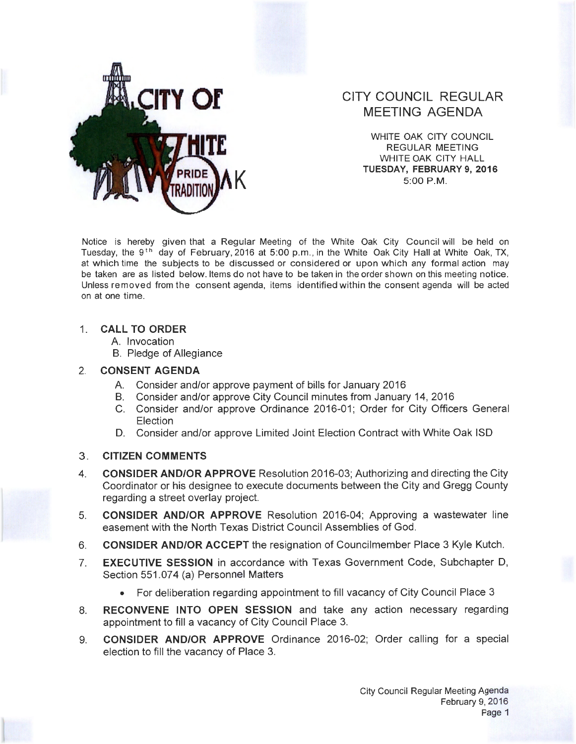CITY OF WHITE OAK

PRIDE TRADITION

# CITY COUNCIL REGULAR MEETING AGENDA

WHITE OAK CITY COUNCIL
REGULAR MEETING
WHITE OAK CITY HALL
**TUESDAY, FEBRUARY 9, 2016**
5:00 P.M.

Notice is hereby given that a Regular Meeting of the White Oak City Council will be held on Tuesday, the 9th day of February, 2016 at 5:00 p.m., in the White Oak City Hall at White Oak, TX, at which time the subjects to be discussed or considered or upon which any formal action may be taken are as listed below. Items do not have to be taken in the order shown on this meeting notice. Unless removed from the consent agenda, items identified within the consent agenda will be acted on at one time.

1. **CALL TO ORDER**
   A. Invocation
   B. Pledge of Allegiance

2. **CONSENT AGENDA**
   A. Consider and/or approve payment of bills for January 2016
   B. Consider and/or approve City Council minutes from January 14, 2016
   C. Consider and/or approve Ordinance 2016-01; Order for City Officers General Election
   D. Consider and/or approve Limited Joint Election Contract with White Oak ISD

3. **CITIZEN COMMENTS**

4. **CONSIDER AND/OR APPROVE** Resolution 2016-03; Authorizing and directing the City Coordinator or his designee to execute documents between the City and Gregg County regarding a street overlay project.

5. **CONSIDER AND/OR APPROVE** Resolution 2016-04; Approving a wastewater line easement with the North Texas District Council Assemblies of God.

6. **CONSIDER AND/OR ACCEPT** the resignation of Councilmember Place 3 Kyle Kutch.

7. **EXECUTIVE SESSION** in accordance with Texas Government Code, Subchapter D, Section 551.074 (a) Personnel Matters
   - For deliberation regarding appointment to fill vacancy of City Council Place 3

8. **RECONVENE INTO OPEN SESSION** and take any action necessary regarding appointment to fill a vacancy of City Council Place 3.

9. **CONSIDER AND/OR APPROVE** Ordinance 2016-02; Order calling for a special election to fill the vacancy of Place 3.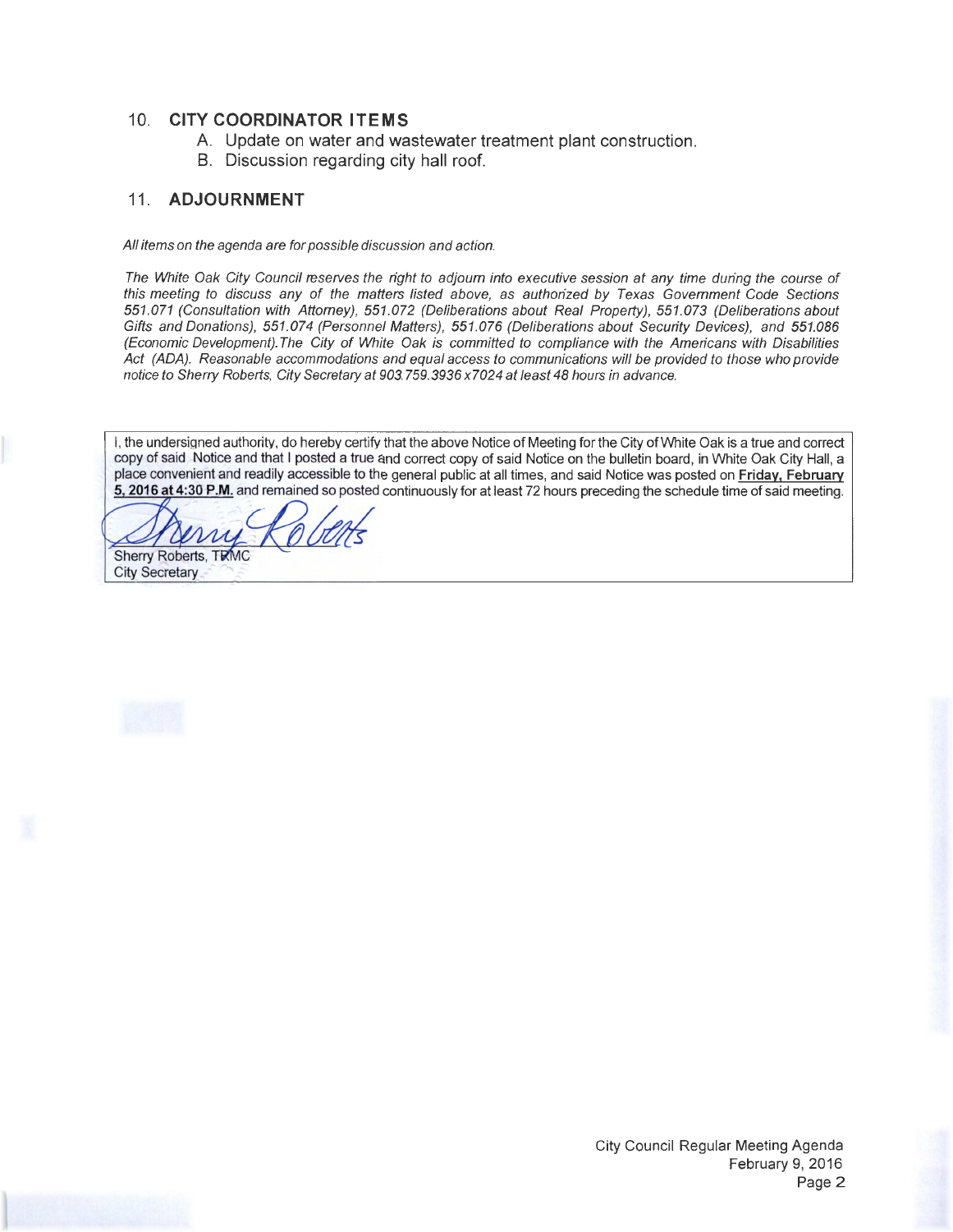## 10. CITY COORDINATOR ITEMS

A. Update on water and wastewater treatment plant construction.

B. Discussion regarding city hall roof.

## 11. ADJOURNMENT

*All items on the agenda are for possible discussion and action.*

*The White Oak City Council reserves the right to adjourn into executive session at any time during the course of this meeting to discuss any of the matters listed above, as authorized by Texas Government Code Sections 551.071 (Consultation with Attorney), 551.072 (Deliberations about Real Property), 551.073 (Deliberations about Gifts and Donations), 551.074 (Personnel Matters), 551.076 (Deliberations about Security Devices), and 551.086 (Economic Development).The City of White Oak is committed to compliance with the Americans with Disabilities Act (ADA). Reasonable accommodations and equal access to communications will be provided to those who provide notice to Sherry Roberts, City Secretary at 903.759.3936 x7024 at least 48 hours in advance.*

I, the undersigned authority, do hereby certify that the above Notice of Meeting for the City of White Oak is a true and correct copy of said Notice and that I posted a true and correct copy of said Notice on the bulletin board, in White Oak City Hall, a place convenient and readily accessible to the general public at all times, and said Notice was posted on **Friday, February 5, 2016 at 4:30 P.M.** and remained so posted continuously for at least 72 hours preceding the schedule time of said meeting.

Sherry Roberts, TRMC
City Secretary

City Council Regular Meeting Agenda
February 9, 2016